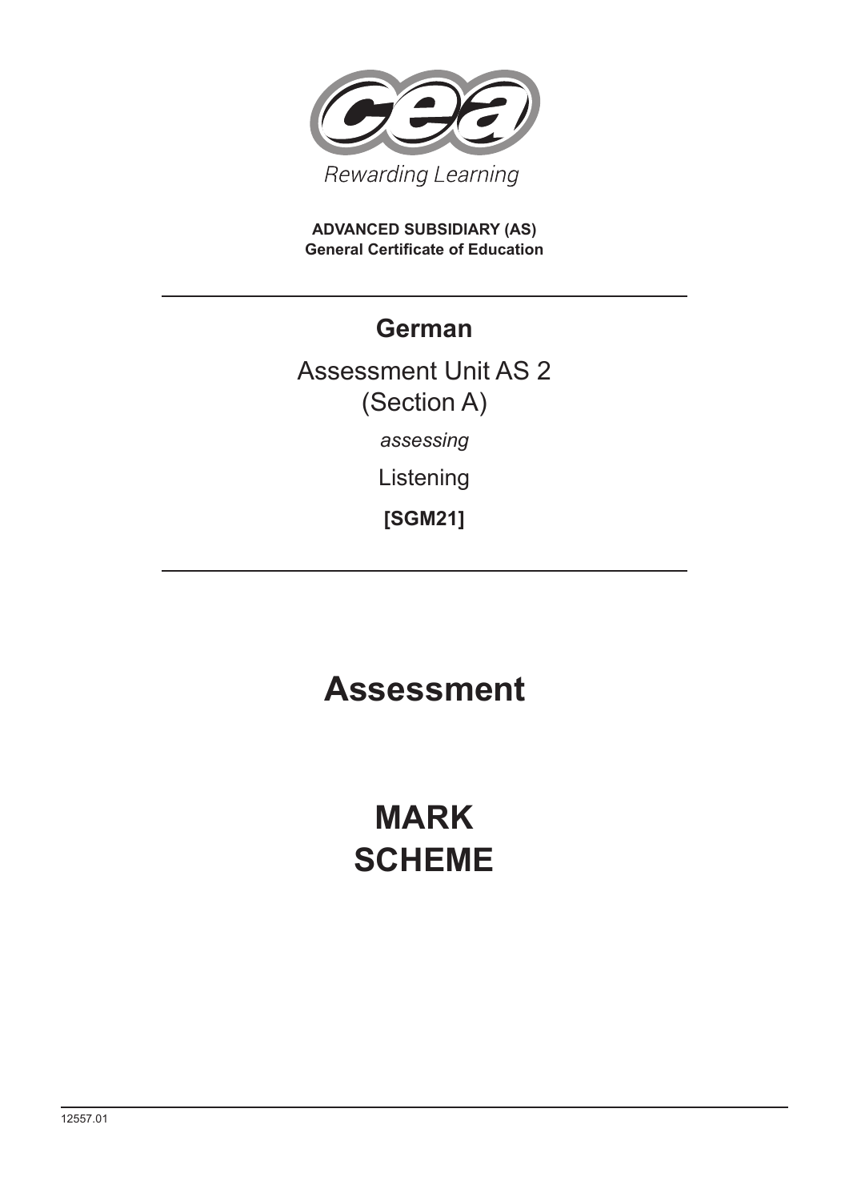Rewarding Learning

**ADVANCED SUBSIDIARY (AS)**
**General Certificate of Education**

# German

## Assessment Unit AS 2
## (Section A)

*assessing*

Listening

**[SGM21]**

# Assessment

# MARK SCHEME

12557.01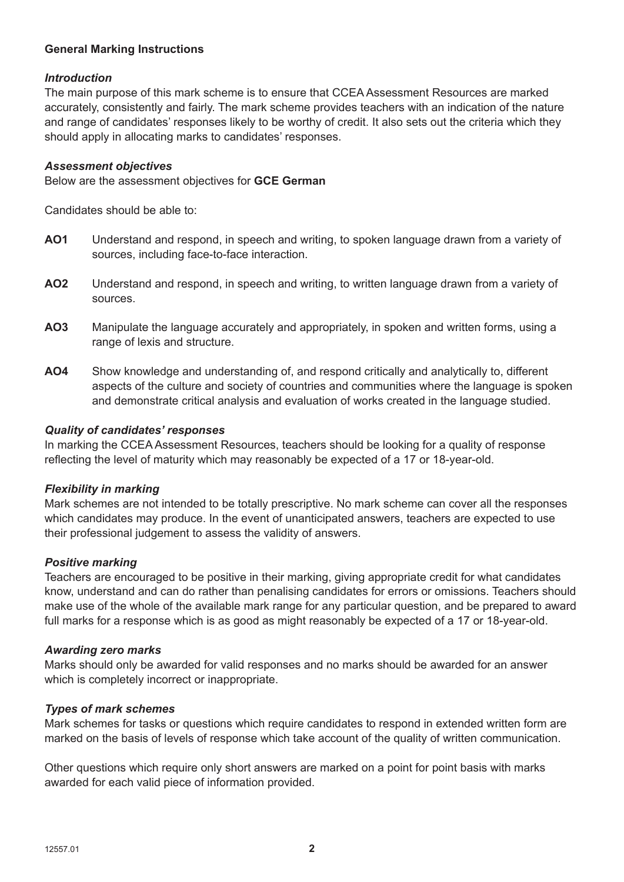**General Marking Instructions**

***Introduction***

The main purpose of this mark scheme is to ensure that CCEA Assessment Resources are marked accurately, consistently and fairly. The mark scheme provides teachers with an indication of the nature and range of candidates' responses likely to be worthy of credit. It also sets out the criteria which they should apply in allocating marks to candidates' responses.

***Assessment objectives***

Below are the assessment objectives for **GCE German**

Candidates should be able to:

- **AO1** Understand and respond, in speech and writing, to spoken language drawn from a variety of sources, including face-to-face interaction.
- **AO2** Understand and respond, in speech and writing, to written language drawn from a variety of sources.
- **AO3** Manipulate the language accurately and appropriately, in spoken and written forms, using a range of lexis and structure.
- **AO4** Show knowledge and understanding of, and respond critically and analytically to, different aspects of the culture and society of countries and communities where the language is spoken and demonstrate critical analysis and evaluation of works created in the language studied.

***Quality of candidates' responses***

In marking the CCEA Assessment Resources, teachers should be looking for a quality of response reflecting the level of maturity which may reasonably be expected of a 17 or 18-year-old.

***Flexibility in marking***

Mark schemes are not intended to be totally prescriptive. No mark scheme can cover all the responses which candidates may produce. In the event of unanticipated answers, teachers are expected to use their professional judgement to assess the validity of answers.

***Positive marking***

Teachers are encouraged to be positive in their marking, giving appropriate credit for what candidates know, understand and can do rather than penalising candidates for errors or omissions. Teachers should make use of the whole of the available mark range for any particular question, and be prepared to award full marks for a response which is as good as might reasonably be expected of a 17 or 18-year-old.

***Awarding zero marks***

Marks should only be awarded for valid responses and no marks should be awarded for an answer which is completely incorrect or inappropriate.

***Types of mark schemes***

Mark schemes for tasks or questions which require candidates to respond in extended written form are marked on the basis of levels of response which take account of the quality of written communication.

Other questions which require only short answers are marked on a point for point basis with marks awarded for each valid piece of information provided.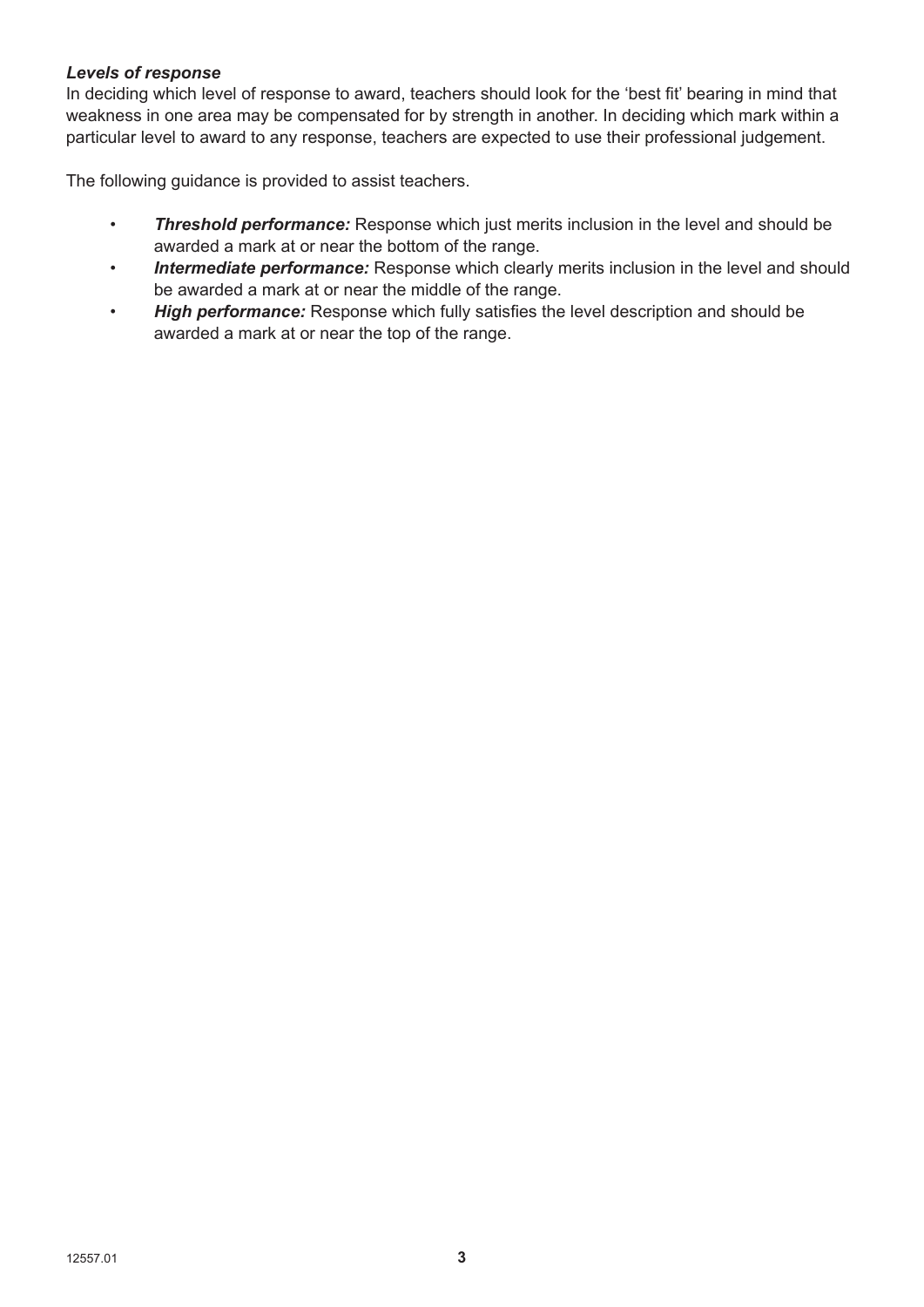***Levels of response***

In deciding which level of response to award, teachers should look for the 'best fit' bearing in mind that weakness in one area may be compensated for by strength in another. In deciding which mark within a particular level to award to any response, teachers are expected to use their professional judgement.

The following guidance is provided to assist teachers.

- ***Threshold performance:*** Response which just merits inclusion in the level and should be awarded a mark at or near the bottom of the range.
- ***Intermediate performance:*** Response which clearly merits inclusion in the level and should be awarded a mark at or near the middle of the range.
- ***High performance:*** Response which fully satisfies the level description and should be awarded a mark at or near the top of the range.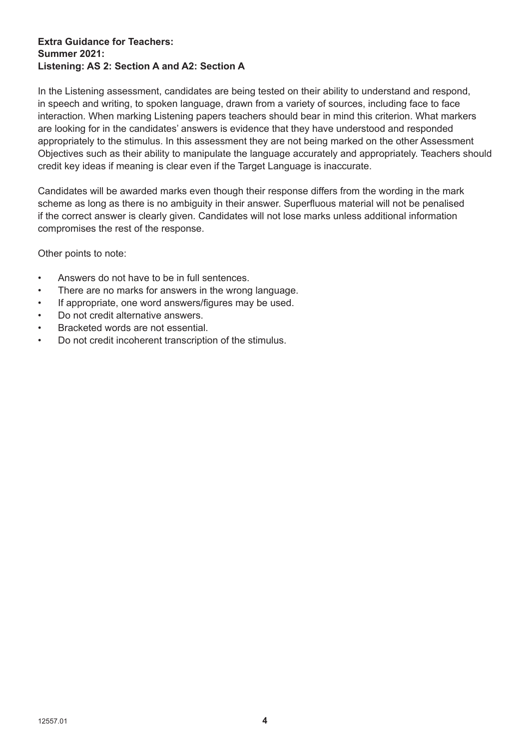**Extra Guidance for Teachers:**
**Summer 2021:**
**Listening: AS 2: Section A and A2: Section A**

In the Listening assessment, candidates are being tested on their ability to understand and respond, in speech and writing, to spoken language, drawn from a variety of sources, including face to face interaction. When marking Listening papers teachers should bear in mind this criterion. What markers are looking for in the candidates' answers is evidence that they have understood and responded appropriately to the stimulus. In this assessment they are not being marked on the other Assessment Objectives such as their ability to manipulate the language accurately and appropriately. Teachers should credit key ideas if meaning is clear even if the Target Language is inaccurate.

Candidates will be awarded marks even though their response differs from the wording in the mark scheme as long as there is no ambiguity in their answer. Superfluous material will not be penalised if the correct answer is clearly given. Candidates will not lose marks unless additional information compromises the rest of the response.

Other points to note:

- Answers do not have to be in full sentences.
- There are no marks for answers in the wrong language.
- If appropriate, one word answers/figures may be used.
- Do not credit alternative answers.
- Bracketed words are not essential.
- Do not credit incoherent transcription of the stimulus.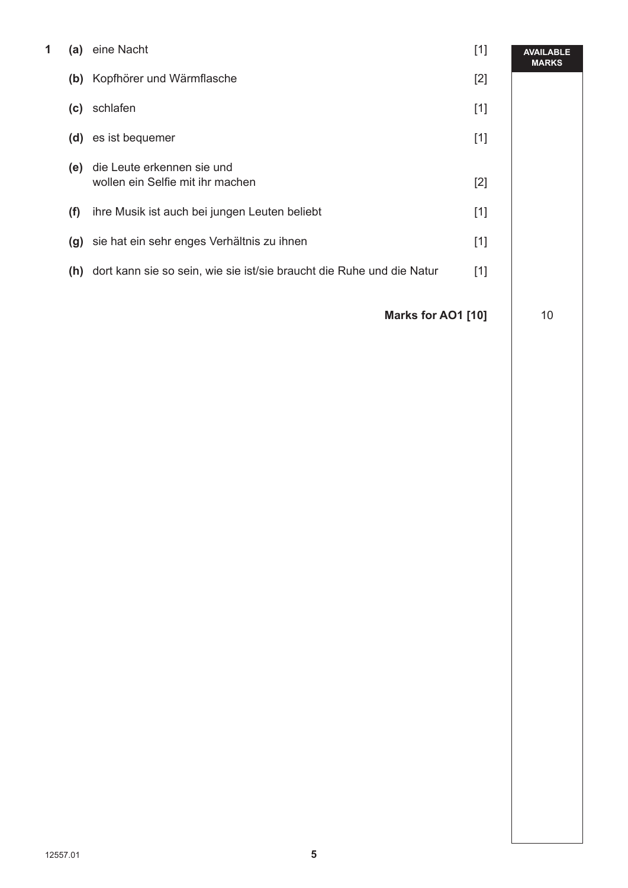| | | | AVAILABLE MARKS |
|---|---|---|---|
| **1** | **(a)** eine Nacht | [1] | |
| | **(b)** Kopfhörer und Wärmflasche | [2] | |
| | **(c)** schlafen | [1] | |
| | **(d)** es ist bequemer | [1] | |
| | **(e)** die Leute erkennen sie und wollen ein Selfie mit ihr machen | [2] | |
| | **(f)** ihre Musik ist auch bei jungen Leuten beliebt | [1] | |
| | **(g)** sie hat ein sehr enges Verhältnis zu ihnen | [1] | |
| | **(h)** dort kann sie so sein, wie sie ist/sie braucht die Ruhe und die Natur | [1] | |
| | | **Marks for AO1 [10]** | 10 |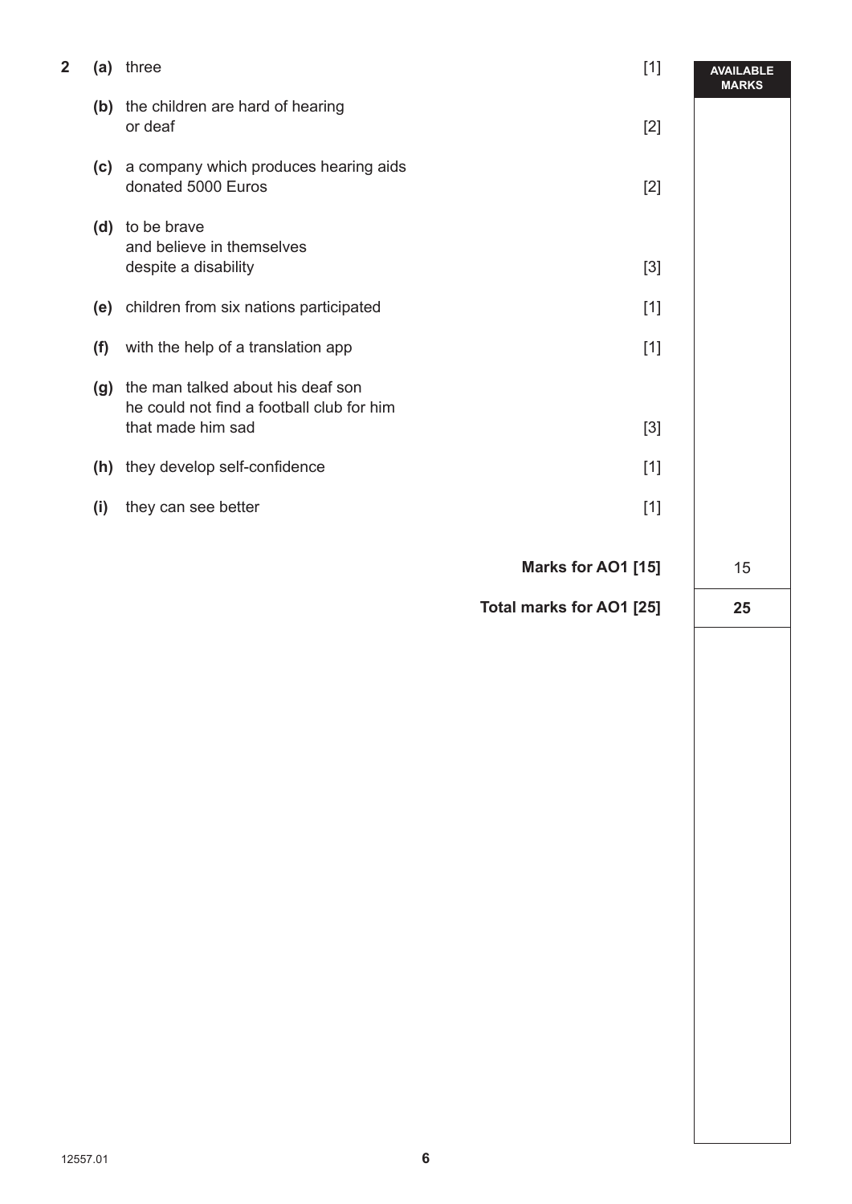| | | | | AVAILABLE MARKS |
|---|---|---|---|---|
| **2** | **(a)** | three | [1] | |
| | **(b)** | the children are hard of hearing<br>or deaf | [2] | |
| | **(c)** | a company which produces hearing aids<br>donated 5000 Euros | [2] | |
| | **(d)** | to be brave<br>and believe in themselves<br>despite a disability | [3] | |
| | **(e)** | children from six nations participated | [1] | |
| | **(f)** | with the help of a translation app | [1] | |
| | **(g)** | the man talked about his deaf son<br>he could not find a football club for him<br>that made him sad | [3] | |
| | **(h)** | they develop self-confidence | [1] | |
| | **(i)** | they can see better | [1] | |
| | | | **Marks for AO1 [15]** | 15 |
| | | | **Total marks for AO1 [25]** | **25** |